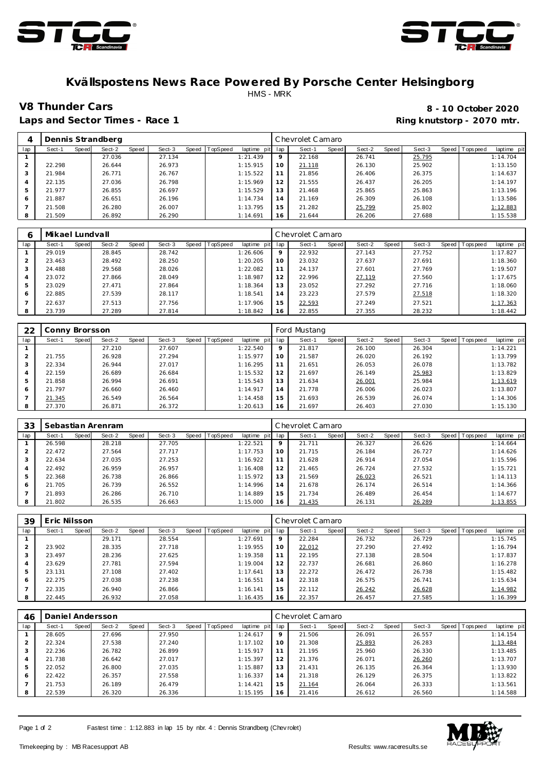# Kvällspostens News Race Powered By Porsche Center Helsingborg

HMS - MRK

## V8 Thunder Cars

**8 - 10 October 2020**

**Laps and Sector Times - Race 1**

**Ring knutstorp - 2070 mtr.**

| 4 | Dennis Strandberg | | | | | | | | Chevrolet Camaro | | | | | | | | |
|---|---|---|---|---|---|---|---|---|---|---|---|---|---|---|---|---|---|
| lap | Sect-1 | Speed | Sect-2 | Speed | Sect-3 | Speed | TopSpeed | laptime pit | lap | Sect-1 | Speed | Sect-2 | Speed | Sect-3 | Speed | Topspeed | laptime pit |
| 1 | | | 27.036 | | 27.134 | | | 1:21.439 | 9 | 22.168 | | 26.741 | | 25.795 | | | 1:14.704 |
| 2 | 22.298 | | 26.644 | | 26.973 | | | 1:15.915 | 10 | 21.118 | | 26.130 | | 25.902 | | | 1:13.150 |
| 3 | 21.984 | | 26.771 | | 26.767 | | | 1:15.522 | 11 | 21.856 | | 26.406 | | 26.375 | | | 1:14.637 |
| 4 | 22.135 | | 27.036 | | 26.798 | | | 1:15.969 | 12 | 21.555 | | 26.437 | | 26.205 | | | 1:14.197 |
| 5 | 21.977 | | 26.855 | | 26.697 | | | 1:15.529 | 13 | 21.468 | | 25.865 | | 25.863 | | | 1:13.196 |
| 6 | 21.887 | | 26.651 | | 26.196 | | | 1:14.734 | 14 | 21.169 | | 26.309 | | 26.108 | | | 1:13.586 |
| 7 | 21.508 | | 26.280 | | 26.007 | | | 1:13.795 | 15 | 21.282 | | 25.799 | | 25.802 | | | 1:12.883 |
| 8 | 21.509 | | 26.892 | | 26.290 | | | 1:14.691 | 16 | 21.644 | | 26.206 | | 27.688 | | | 1:15.538 |

| 6 | Mikael Lundvall | | | | | | | | Chevrolet Camaro | | | | | | | | |
|---|---|---|---|---|---|---|---|---|---|---|---|---|---|---|---|---|---|
| lap | Sect-1 | Speed | Sect-2 | Speed | Sect-3 | Speed | TopSpeed | laptime pit | lap | Sect-1 | Speed | Sect-2 | Speed | Sect-3 | Speed | Topspeed | laptime pit |
| 1 | 29.019 | | 28.845 | | 28.742 | | | 1:26.606 | 9 | 22.932 | | 27.143 | | 27.752 | | | 1:17.827 |
| 2 | 23.463 | | 28.492 | | 28.250 | | | 1:20.205 | 10 | 23.032 | | 27.637 | | 27.691 | | | 1:18.360 |
| 3 | 24.488 | | 29.568 | | 28.026 | | | 1:22.082 | 11 | 24.137 | | 27.601 | | 27.769 | | | 1:19.507 |
| 4 | 23.072 | | 27.866 | | 28.049 | | | 1:18.987 | 12 | 22.996 | | 27.119 | | 27.560 | | | 1:17.675 |
| 5 | 23.029 | | 27.471 | | 27.864 | | | 1:18.364 | 13 | 23.052 | | 27.292 | | 27.716 | | | 1:18.060 |
| 6 | 22.885 | | 27.539 | | 28.117 | | | 1:18.541 | 14 | 23.223 | | 27.579 | | 27.518 | | | 1:18.320 |
| 7 | 22.637 | | 27.513 | | 27.756 | | | 1:17.906 | 15 | 22.593 | | 27.249 | | 27.521 | | | 1:17.363 |
| 8 | 23.739 | | 27.289 | | 27.814 | | | 1:18.842 | 16 | 22.855 | | 27.355 | | 28.232 | | | 1:18.442 |

| 22 | Conny Brorsson | | | | | | | | Ford Mustang | | | | | | | | |
|---|---|---|---|---|---|---|---|---|---|---|---|---|---|---|---|---|---|
| lap | Sect-1 | Speed | Sect-2 | Speed | Sect-3 | Speed | TopSpeed | laptime pit | lap | Sect-1 | Speed | Sect-2 | Speed | Sect-3 | Speed | Topspeed | laptime pit |
| 1 | | | 27.210 | | 27.607 | | | 1:22.540 | 9 | 21.817 | | 26.100 | | 26.304 | | | 1:14.221 |
| 2 | 21.755 | | 26.928 | | 27.294 | | | 1:15.977 | 10 | 21.587 | | 26.020 | | 26.192 | | | 1:13.799 |
| 3 | 22.334 | | 26.944 | | 27.017 | | | 1:16.295 | 11 | 21.651 | | 26.053 | | 26.078 | | | 1:13.782 |
| 4 | 22.159 | | 26.689 | | 26.684 | | | 1:15.532 | 12 | 21.697 | | 26.149 | | 25.983 | | | 1:13.829 |
| 5 | 21.858 | | 26.994 | | 26.691 | | | 1:15.543 | 13 | 21.634 | | 26.001 | | 25.984 | | | 1:13.619 |
| 6 | 21.797 | | 26.660 | | 26.460 | | | 1:14.917 | 14 | 21.778 | | 26.006 | | 26.023 | | | 1:13.807 |
| 7 | 21.345 | | 26.549 | | 26.564 | | | 1:14.458 | 15 | 21.693 | | 26.539 | | 26.074 | | | 1:14.306 |
| 8 | 27.370 | | 26.871 | | 26.372 | | | 1:20.613 | 16 | 21.697 | | 26.403 | | 27.030 | | | 1:15.130 |

| 33 | Sebastian Arenram | | | | | | | | Chevrolet Camaro | | | | | | | | |
|---|---|---|---|---|---|---|---|---|---|---|---|---|---|---|---|---|---|
| lap | Sect-1 | Speed | Sect-2 | Speed | Sect-3 | Speed | TopSpeed | laptime pit | lap | Sect-1 | Speed | Sect-2 | Speed | Sect-3 | Speed | Topspeed | laptime pit |
| 1 | 26.598 | | 28.218 | | 27.705 | | | 1:22.521 | 9 | 21.711 | | 26.327 | | 26.626 | | | 1:14.664 |
| 2 | 22.472 | | 27.564 | | 27.717 | | | 1:17.753 | 10 | 21.715 | | 26.184 | | 26.727 | | | 1:14.626 |
| 3 | 22.634 | | 27.035 | | 27.253 | | | 1:16.922 | 11 | 21.628 | | 26.914 | | 27.054 | | | 1:15.596 |
| 4 | 22.492 | | 26.959 | | 26.957 | | | 1:16.408 | 12 | 21.465 | | 26.724 | | 27.532 | | | 1:15.721 |
| 5 | 22.368 | | 26.738 | | 26.866 | | | 1:15.972 | 13 | 21.569 | | 26.023 | | 26.521 | | | 1:14.113 |
| 6 | 21.705 | | 26.739 | | 26.552 | | | 1:14.996 | 14 | 21.678 | | 26.174 | | 26.514 | | | 1:14.366 |
| 7 | 21.893 | | 26.286 | | 26.710 | | | 1:14.889 | 15 | 21.734 | | 26.489 | | 26.454 | | | 1:14.677 |
| 8 | 21.802 | | 26.535 | | 26.663 | | | 1:15.000 | 16 | 21.435 | | 26.131 | | 26.289 | | | 1:13.855 |

| 39 | Eric Nilsson | | | | | | | | Chevrolet Camaro | | | | | | | | |
|---|---|---|---|---|---|---|---|---|---|---|---|---|---|---|---|---|---|
| lap | Sect-1 | Speed | Sect-2 | Speed | Sect-3 | Speed | TopSpeed | laptime pit | lap | Sect-1 | Speed | Sect-2 | Speed | Sect-3 | Speed | Topspeed | laptime pit |
| 1 | | | 29.171 | | 28.554 | | | 1:27.691 | 9 | 22.284 | | 26.732 | | 26.729 | | | 1:15.745 |
| 2 | 23.902 | | 28.335 | | 27.718 | | | 1:19.955 | 10 | 22.012 | | 27.290 | | 27.492 | | | 1:16.794 |
| 3 | 23.497 | | 28.236 | | 27.625 | | | 1:19.358 | 11 | 22.195 | | 27.138 | | 28.504 | | | 1:17.837 |
| 4 | 23.629 | | 27.781 | | 27.594 | | | 1:19.004 | 12 | 22.737 | | 26.681 | | 26.860 | | | 1:16.278 |
| 5 | 23.131 | | 27.108 | | 27.402 | | | 1:17.641 | 13 | 22.272 | | 26.472 | | 26.738 | | | 1:15.482 |
| 6 | 22.275 | | 27.038 | | 27.238 | | | 1:16.551 | 14 | 22.318 | | 26.575 | | 26.741 | | | 1:15.634 |
| 7 | 22.335 | | 26.940 | | 26.866 | | | 1:16.141 | 15 | 22.112 | | 26.242 | | 26.628 | | | 1:14.982 |
| 8 | 22.445 | | 26.932 | | 27.058 | | | 1:16.435 | 16 | 22.357 | | 26.457 | | 27.585 | | | 1:16.399 |

| 46 | Daniel Andersson | | | | | | | | Chevrolet Camaro | | | | | | | | |
|---|---|---|---|---|---|---|---|---|---|---|---|---|---|---|---|---|---|
| lap | Sect-1 | Speed | Sect-2 | Speed | Sect-3 | Speed | TopSpeed | laptime pit | lap | Sect-1 | Speed | Sect-2 | Speed | Sect-3 | Speed | Topspeed | laptime pit |
| 1 | 28.605 | | 27.696 | | 27.950 | | | 1:24.617 | 9 | 21.506 | | 26.091 | | 26.557 | | | 1:14.154 |
| 2 | 22.324 | | 27.538 | | 27.240 | | | 1:17.102 | 10 | 21.308 | | 25.893 | | 26.283 | | | 1:13.484 |
| 3 | 22.236 | | 26.782 | | 26.899 | | | 1:15.917 | 11 | 21.195 | | 25.960 | | 26.330 | | | 1:13.485 |
| 4 | 21.738 | | 26.642 | | 27.017 | | | 1:15.397 | 12 | 21.376 | | 26.071 | | 26.260 | | | 1:13.707 |
| 5 | 22.052 | | 26.800 | | 27.035 | | | 1:15.887 | 13 | 21.431 | | 26.135 | | 26.364 | | | 1:13.930 |
| 6 | 22.422 | | 26.357 | | 27.558 | | | 1:16.337 | 14 | 21.318 | | 26.129 | | 26.375 | | | 1:13.822 |
| 7 | 21.753 | | 26.189 | | 26.479 | | | 1:14.421 | 15 | 21.164 | | 26.064 | | 26.333 | | | 1:13.561 |
| 8 | 22.539 | | 26.320 | | 26.336 | | | 1:15.195 | 16 | 21.416 | | 26.612 | | 26.560 | | | 1:14.588 |

Fastest time : 1:12.883 in lap 15 by nbr. 4 : Dennis Strandberg (Chevrolet)

Timekeeping by : MB Racesupport AB

Results: www.raceresults.se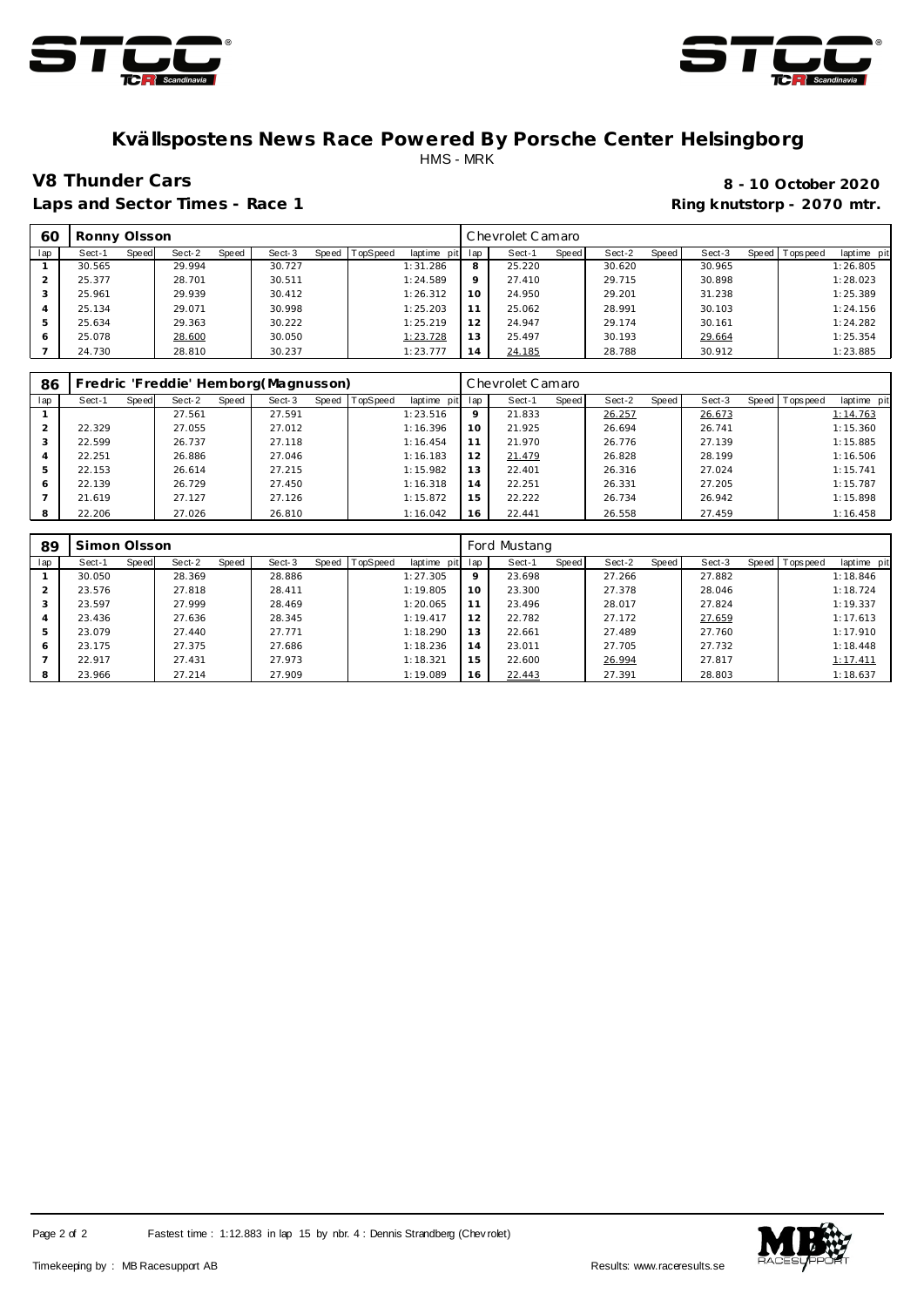# Kvällspostens News Race Powered By Porsche Center Helsingborg

HMS - MRK

## V8 Thunder Cars

**Laps and Sector Times - Race 1**

**8 - 10 October 2020**

**Ring knutstorp - 2070 mtr.**

| 60 | Ronny Olsson | | | | | | | | Chevrolet Camaro | | | | | | | |
|---|---|---|---|---|---|---|---|---|---|---|---|---|---|---|---|---|
| lap | Sect-1 | Speed | Sect-2 | Speed | Sect-3 | Speed | TopSpeed | laptime pit | lap | Sect-1 | Speed | Sect-2 | Speed | Sect-3 | Speed | Topspeed | laptime pit |
| 1 | 30.565 | | 29.994 | | 30.727 | | | 1:31.286 | 8 | 25.220 | | 30.620 | | 30.965 | | | 1:26.805 |
| 2 | 25.377 | | 28.701 | | 30.511 | | | 1:24.589 | 9 | 27.410 | | 29.715 | | 30.898 | | | 1:28.023 |
| 3 | 25.961 | | 29.939 | | 30.412 | | | 1:26.312 | 10 | 24.950 | | 29.201 | | 31.238 | | | 1:25.389 |
| 4 | 25.134 | | 29.071 | | 30.998 | | | 1:25.203 | 11 | 25.062 | | 28.991 | | 30.103 | | | 1:24.156 |
| 5 | 25.634 | | 29.363 | | 30.222 | | | 1:25.219 | 12 | 24.947 | | 29.174 | | 30.161 | | | 1:24.282 |
| 6 | 25.078 | | 28.600 | | 30.050 | | | 1:23.728 | 13 | 25.497 | | 30.193 | | 29.664 | | | 1:25.354 |
| 7 | 24.730 | | 28.810 | | 30.237 | | | 1:23.777 | 14 | 24.185 | | 28.788 | | 30.912 | | | 1:23.885 |

| 86 | Fredric 'Freddie' Hemborg(Magnusson) | | | | | | | | Chevrolet Camaro | | | | | | | |
|---|---|---|---|---|---|---|---|---|---|---|---|---|---|---|---|---|
| lap | Sect-1 | Speed | Sect-2 | Speed | Sect-3 | Speed | TopSpeed | laptime pit | lap | Sect-1 | Speed | Sect-2 | Speed | Sect-3 | Speed | Topspeed | laptime pit |
| 1 | | | 27.561 | | 27.591 | | | 1:23.516 | 9 | 21.833 | | 26.257 | | 26.673 | | | 1:14.763 |
| 2 | 22.329 | | 27.055 | | 27.012 | | | 1:16.396 | 10 | 21.925 | | 26.694 | | 26.741 | | | 1:15.360 |
| 3 | 22.599 | | 26.737 | | 27.118 | | | 1:16.454 | 11 | 21.970 | | 26.776 | | 27.139 | | | 1:15.885 |
| 4 | 22.251 | | 26.886 | | 27.046 | | | 1:16.183 | 12 | 21.479 | | 26.828 | | 28.199 | | | 1:16.506 |
| 5 | 22.153 | | 26.614 | | 27.215 | | | 1:15.982 | 13 | 22.401 | | 26.316 | | 27.024 | | | 1:15.741 |
| 6 | 22.139 | | 26.729 | | 27.450 | | | 1:16.318 | 14 | 22.251 | | 26.331 | | 27.205 | | | 1:15.787 |
| 7 | 21.619 | | 27.127 | | 27.126 | | | 1:15.872 | 15 | 22.222 | | 26.734 | | 26.942 | | | 1:15.898 |
| 8 | 22.206 | | 27.026 | | 26.810 | | | 1:16.042 | 16 | 22.441 | | 26.558 | | 27.459 | | | 1:16.458 |

| 89 | Simon Olsson | | | | | | | | Ford Mustang | | | | | | | |
|---|---|---|---|---|---|---|---|---|---|---|---|---|---|---|---|---|
| lap | Sect-1 | Speed | Sect-2 | Speed | Sect-3 | Speed | TopSpeed | laptime pit | lap | Sect-1 | Speed | Sect-2 | Speed | Sect-3 | Speed | Topspeed | laptime pit |
| 1 | 30.050 | | 28.369 | | 28.886 | | | 1:27.305 | 9 | 23.698 | | 27.266 | | 27.882 | | | 1:18.846 |
| 2 | 23.576 | | 27.818 | | 28.411 | | | 1:19.805 | 10 | 23.300 | | 27.378 | | 28.046 | | | 1:18.724 |
| 3 | 23.597 | | 27.999 | | 28.469 | | | 1:20.065 | 11 | 23.496 | | 28.017 | | 27.824 | | | 1:19.337 |
| 4 | 23.436 | | 27.636 | | 28.345 | | | 1:19.417 | 12 | 22.782 | | 27.172 | | 27.659 | | | 1:17.613 |
| 5 | 23.079 | | 27.440 | | 27.771 | | | 1:18.290 | 13 | 22.661 | | 27.489 | | 27.760 | | | 1:17.910 |
| 6 | 23.175 | | 27.375 | | 27.686 | | | 1:18.236 | 14 | 23.011 | | 27.705 | | 27.732 | | | 1:18.448 |
| 7 | 22.917 | | 27.431 | | 27.973 | | | 1:18.321 | 15 | 22.600 | | 26.994 | | 27.817 | | | 1:17.411 |
| 8 | 23.966 | | 27.214 | | 27.909 | | | 1:19.089 | 16 | 22.443 | | 27.391 | | 28.803 | | | 1:18.637 |

Fastest time : 1:12.883 in lap 15 by nbr. 4 : Dennis Strandberg (Chevrolet)

Timekeeping by : MB Racesupport AB

Results: www.raceresults.se